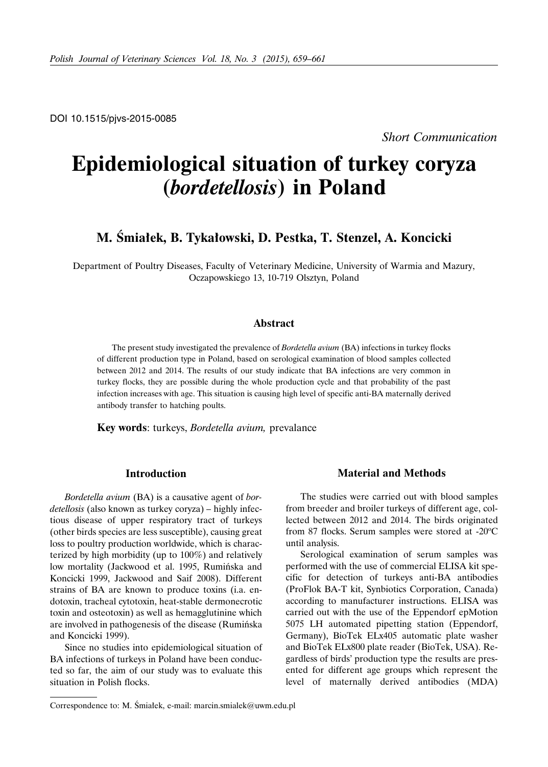DOI 10.1515/pjvs-2015-0085

*Short Communication*

# Epidemiological situation of turkey coryza (*bordetellosis*) in Poland

## M. Śmiałek, B. Tykałowski, D. Pestka, T. Stenzel, A. Koncicki

Department of Poultry Diseases, Faculty of Veterinary Medicine, University of Warmia and Mazury, Oczapowskiego 13, 10-719 Olsztyn, Poland

### Abstract

The present study investigated the prevalence of *Bordetella avium* (BA) infections in turkey flocks of different production type in Poland, based on serological examination of blood samples collected between 2012 and 2014. The results of our study indicate that BA infections are very common in turkey flocks, they are possible during the whole production cycle and that probability of the past infection increases with age. This situation is causing high level of specific anti-BA maternally derived antibody transfer to hatching poults.

**Key words**: turkeys, *Bordetella avium,* prevalance

### Introduction

*Bordetella avium* (BA) is a causative agent of *bordetellosis* (also known as turkey coryza) – highly infectious disease of upper respiratory tract of turkeys (other birds species are less susceptible), causing great loss to poultry production worldwide, which is characterized by high morbidity (up to 100%) and relatively low mortality (Jackwood et al. 1995, Rumińska and Koncicki 1999, Jackwood and Saif 2008). Different strains of BA are known to produce toxins (i.a. endotoxin, tracheal cytotoxin, heat-stable dermonecrotic toxin and osteotoxin) as well as hemagglutinine which are involved in pathogenesis of the disease (Rumińska and Koncicki 1999).

Since no studies into epidemiological situation of BA infections of turkeys in Poland have been conducted so far, the aim of our study was to evaluate this situation in Polish flocks.

### Material and Methods

The studies were carried out with blood samples from breeder and broiler turkeys of different age, collected between 2012 and 2014. The birds originated from 87 flocks. Serum samples were stored at -20°C until analysis.

Serological examination of serum samples was performed with the use of commercial ELISA kit specific for detection of turkeys anti-BA antibodies (ProFlok BA-T kit, Synbiotics Corporation, Canada) according to manufacturer instructions. ELISA was carried out with the use of the Eppendorf epMotion 5075 LH automated pipetting station (Eppendorf, Germany), BioTek ELx405 automatic plate washer and BioTek ELx800 plate reader (BioTek, USA). Regardless of birds' production type the results are presented for different age groups which represent the level of maternally derived antibodies (MDA)

Correspondence to: M. Śmiałek, e-mail: marcin.smialek@uwm.edu.pl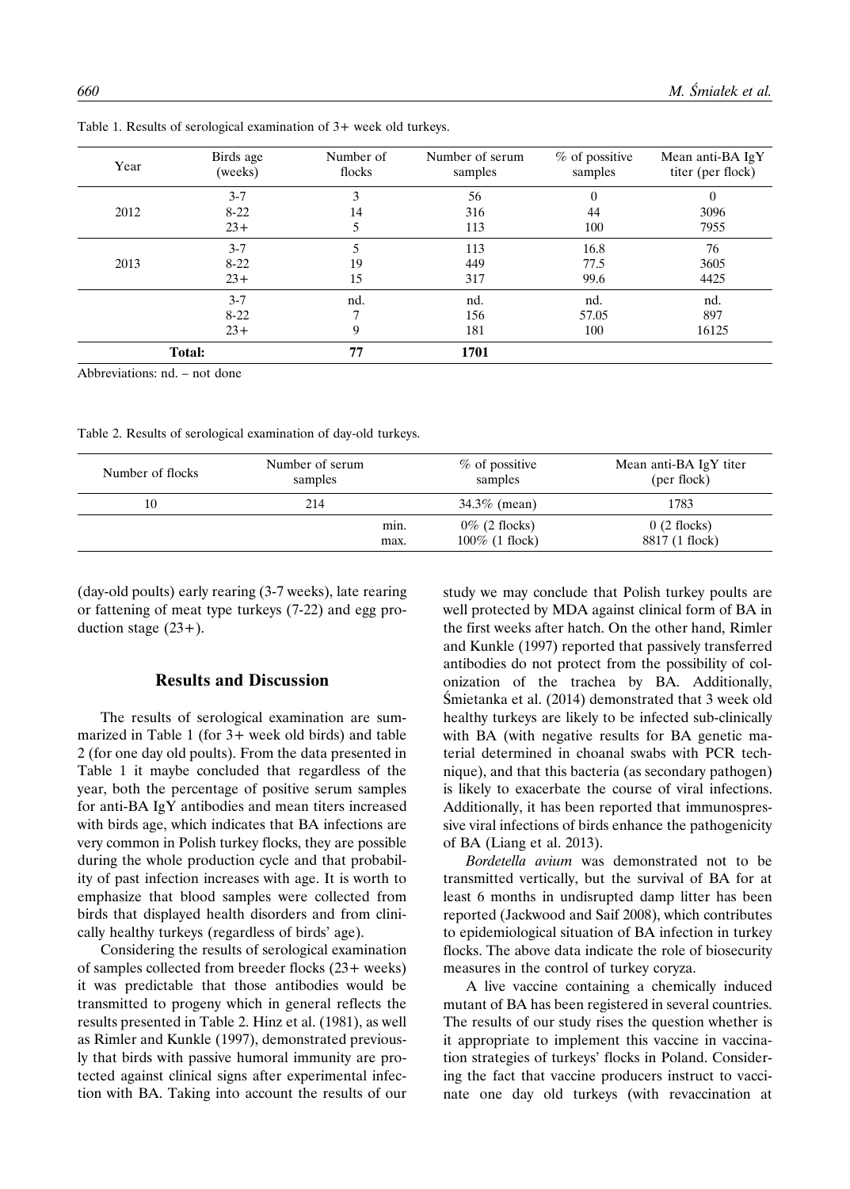Table 1. Results of serological examination of 3+ week old turkeys.

| Year | Birds age (weeks) | Number of flocks | Number of serum samples | % of possitive samples | Mean anti-BA IgY titer (per flock) |
|---|---|---|---|---|---|
| 2012 | 3-7 | 3 | 56 | 0 | 0 |
| | 8-22 | 14 | 316 | 44 | 3096 |
| | 23+ | 5 | 113 | 100 | 7955 |
| 2013 | 3-7 | 5 | 113 | 16.8 | 76 |
| | 8-22 | 19 | 449 | 77.5 | 3605 |
| | 23+ | 15 | 317 | 99.6 | 4425 |
| | 3-7 | nd. | nd. | nd. | nd. |
| | 8-22 | 7 | 156 | 57.05 | 897 |
| | 23+ | 9 | 181 | 100 | 16125 |
| **Total:** | | **77** | **1701** | | |

Abbreviations: nd. – not done

Table 2. Results of serological examination of day-old turkeys.

| Number of flocks | Number of serum samples | | % of possitive samples | Mean anti-BA IgY titer (per flock) |
|---|---|---|---|---|
| 10 | 214 | | 34.3% (mean) | 1783 |
| | | min. | 0% (2 flocks) | 0 (2 flocks) |
| | | max. | 100% (1 flock) | 8817 (1 flock) |

(day-old poults) early rearing (3-7 weeks), late rearing or fattening of meat type turkeys (7-22) and egg production stage (23+).

## Results and Discussion

The results of serological examination are summarized in Table 1 (for 3+ week old birds) and table 2 (for one day old poults). From the data presented in Table 1 it maybe concluded that regardless of the year, both the percentage of positive serum samples for anti-BA IgY antibodies and mean titers increased with birds age, which indicates that BA infections are very common in Polish turkey flocks, they are possible during the whole production cycle and that probability of past infection increases with age. It is worth to emphasize that blood samples were collected from birds that displayed health disorders and from clinically healthy turkeys (regardless of birds' age).

Considering the results of serological examination of samples collected from breeder flocks (23+ weeks) it was predictable that those antibodies would be transmitted to progeny which in general reflects the results presented in Table 2. Hinz et al. (1981), as well as Rimler and Kunkle (1997), demonstrated previously that birds with passive humoral immunity are protected against clinical signs after experimental infection with BA. Taking into account the results of our study we may conclude that Polish turkey poults are well protected by MDA against clinical form of BA in the first weeks after hatch. On the other hand, Rimler and Kunkle (1997) reported that passively transferred antibodies do not protect from the possibility of colonization of the trachea by BA. Additionally, Śmietanka et al. (2014) demonstrated that 3 week old healthy turkeys are likely to be infected sub-clinically with BA (with negative results for BA genetic material determined in choanal swabs with PCR technique), and that this bacteria (as secondary pathogen) is likely to exacerbate the course of viral infections. Additionally, it has been reported that immunospressive viral infections of birds enhance the pathogenicity of BA (Liang et al. 2013).

*Bordetella avium* was demonstrated not to be transmitted vertically, but the survival of BA for at least 6 months in undisrupted damp litter has been reported (Jackwood and Saif 2008), which contributes to epidemiological situation of BA infection in turkey flocks. The above data indicate the role of biosecurity measures in the control of turkey coryza.

A live vaccine containing a chemically induced mutant of BA has been registered in several countries. The results of our study rises the question whether is it appropriate to implement this vaccine in vaccination strategies of turkeys' flocks in Poland. Considering the fact that vaccine producers instruct to vaccinate one day old turkeys (with revaccination at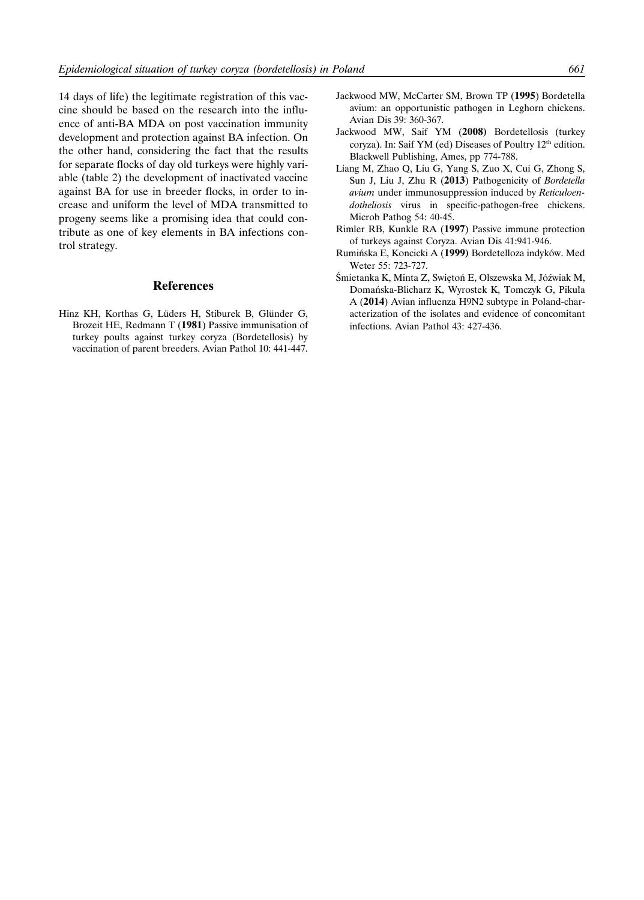14 days of life) the legitimate registration of this vaccine should be based on the research into the influence of anti-BA MDA on post vaccination immunity development and protection against BA infection. On the other hand, considering the fact that the results for separate flocks of day old turkeys were highly variable (table 2) the development of inactivated vaccine against BA for use in breeder flocks, in order to increase and uniform the level of MDA transmitted to progeny seems like a promising idea that could contribute as one of key elements in BA infections control strategy.

## References

Hinz KH, Korthas G, Lüders H, Stiburek B, Glünder G, Brozeit HE, Redmann T (**1981**) Passive immunisation of turkey poults against turkey coryza (Bordetellosis) by vaccination of parent breeders. Avian Pathol 10: 441-447.

Jackwood MW, McCarter SM, Brown TP (**1995**) Bordetella avium: an opportunistic pathogen in Leghorn chickens. Avian Dis 39: 360-367.

Jackwood MW, Saif YM (**2008**) Bordetellosis (turkey coryza). In: Saif YM (ed) Diseases of Poultry 12th edition. Blackwell Publishing, Ames, pp 774-788.

Liang M, Zhao Q, Liu G, Yang S, Zuo X, Cui G, Zhong S, Sun J, Liu J, Zhu R (**2013**) Pathogenicity of *Bordetella avium* under immunosuppression induced by *Reticuloendotheliosis* virus in specific-pathogen-free chickens. Microb Pathog 54: 40-45.

Rimler RB, Kunkle RA (**1997**) Passive immune protection of turkeys against Coryza. Avian Dis 41:941-946.

Rumińska E, Koncicki A (**1999**) Bordetelloza indyków. Med Weter 55: 723-727.

Śmietanka K, Minta Z, Swiętoń E, Olszewska M, Jóźwiak M, Domańska-Blicharz K, Wyrostek K, Tomczyk G, Pikuła A (**2014**) Avian influenza H9N2 subtype in Poland-characterization of the isolates and evidence of concomitant infections. Avian Pathol 43: 427-436.